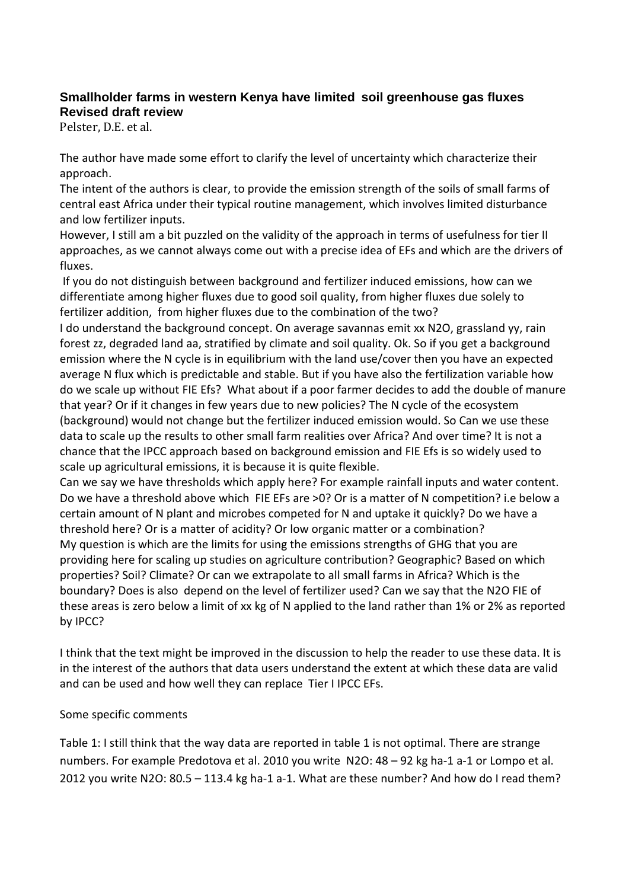**Smallholder farms in western Kenya have limited soil greenhouse gas fluxes**
**Revised draft review**

Pelster, D.E. et al.

The author have made some effort to clarify the level of uncertainty which characterize their approach.

The intent of the authors is clear, to provide the emission strength of the soils of small farms of central east Africa under their typical routine management, which involves limited disturbance and low fertilizer inputs.

However, I still am a bit puzzled on the validity of the approach in terms of usefulness for tier II approaches, as we cannot always come out with a precise idea of EFs and which are the drivers of fluxes.

If you do not distinguish between background and fertilizer induced emissions, how can we differentiate among higher fluxes due to good soil quality, from higher fluxes due solely to fertilizer addition, from higher fluxes due to the combination of the two?

I do understand the background concept. On average savannas emit xx $N_2O$, grassland yy, rain forest zz, degraded land aa, stratified by climate and soil quality. Ok. So if you get a background emission where the N cycle is in equilibrium with the land use/cover then you have an expected average N flux which is predictable and stable. But if you have also the fertilization variable how do we scale up without FIE Efs? What about if a poor farmer decides to add the double of manure that year? Or if it changes in few years due to new policies? The N cycle of the ecosystem (background) would not change but the fertilizer induced emission would. So Can we use these data to scale up the results to other small farm realities over Africa? And over time? It is not a chance that the IPCC approach based on background emission and FIE Efs is so widely used to scale up agricultural emissions, it is because it is quite flexible.

Can we say we have thresholds which apply here? For example rainfall inputs and water content. Do we have a threshold above which FIE EFs are >0? Or is a matter of N competition? i.e below a certain amount of N plant and microbes competed for N and uptake it quickly? Do we have a threshold here? Or is a matter of acidity? Or low organic matter or a combination?

My question is which are the limits for using the emissions strengths of GHG that you are providing here for scaling up studies on agriculture contribution? Geographic? Based on which properties? Soil? Climate? Or can we extrapolate to all small farms in Africa? Which is the boundary? Does is also depend on the level of fertilizer used? Can we say that the $N_2O$ FIE of these areas is zero below a limit of xx kg of N applied to the land rather than 1% or 2% as reported by IPCC?

I think that the text might be improved in the discussion to help the reader to use these data. It is in the interest of the authors that data users understand the extent at which these data are valid and can be used and how well they can replace Tier I IPCC EFs.

Some specific comments

Table 1: I still think that the way data are reported in table 1 is not optimal. There are strange numbers. For example Predotova et al. 2010 you write $N_2O$: 48 – 92 kg $ha^{-1}$ $a^{-1}$ or Lompo et al. 2012 you write $N_2O$: 80.5 – 113.4 kg $ha^{-1}$ $a^{-1}$. What are these number? And how do I read them?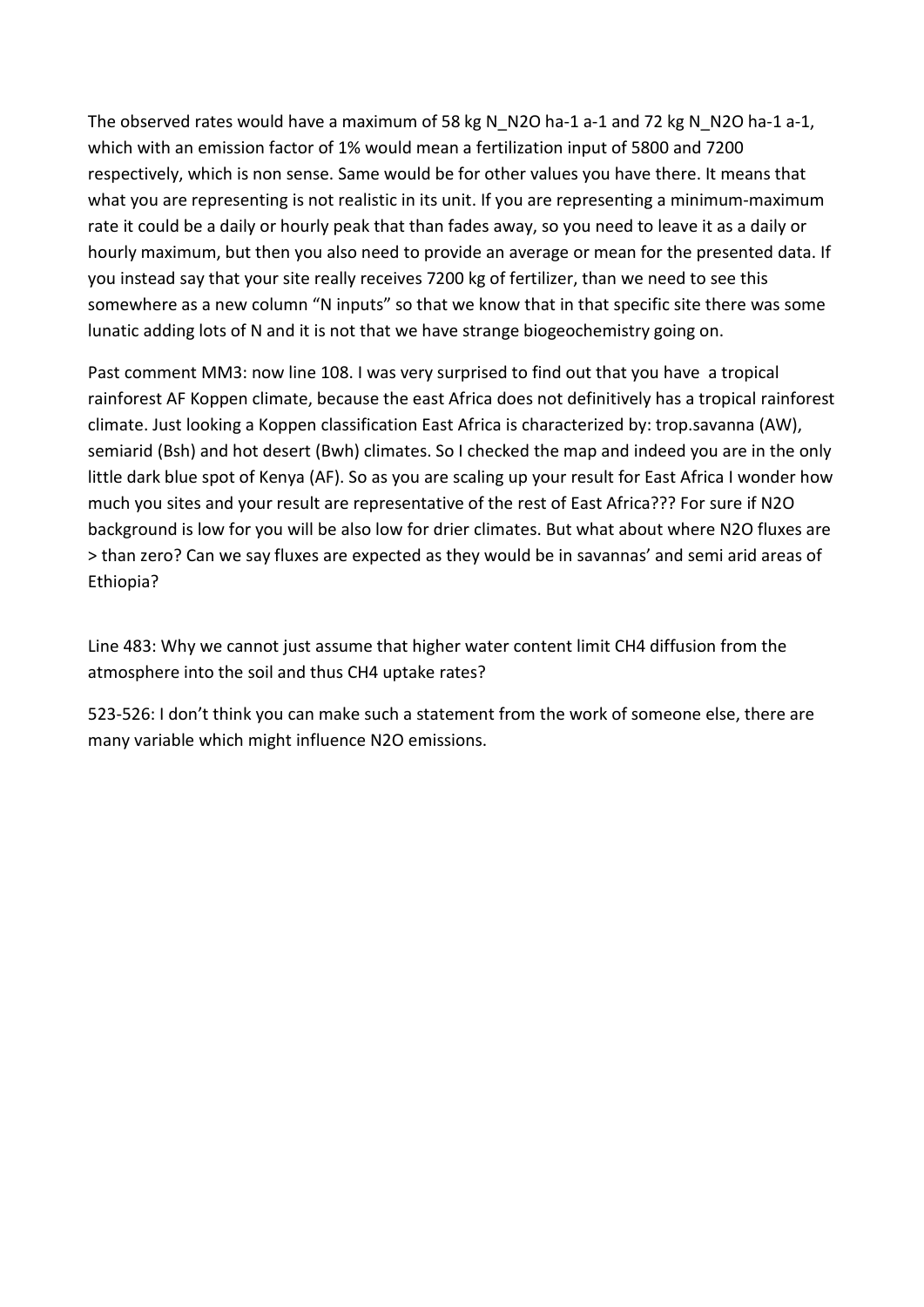The observed rates would have a maximum of 58 kg N_N2O ha-1 a-1 and 72 kg N_N2O ha-1 a-1, which with an emission factor of 1% would mean a fertilization input of 5800 and 7200 respectively, which is non sense. Same would be for other values you have there. It means that what you are representing is not realistic in its unit. If you are representing a minimum-maximum rate it could be a daily or hourly peak that than fades away, so you need to leave it as a daily or hourly maximum, but then you also need to provide an average or mean for the presented data. If you instead say that your site really receives 7200 kg of fertilizer, than we need to see this somewhere as a new column "N inputs" so that we know that in that specific site there was some lunatic adding lots of N and it is not that we have strange biogeochemistry going on.

Past comment MM3: now line 108. I was very surprised to find out that you have a tropical rainforest AF Koppen climate, because the east Africa does not definitively has a tropical rainforest climate. Just looking a Koppen classification East Africa is characterized by: trop.savanna (AW), semiarid (Bsh) and hot desert (Bwh) climates. So I checked the map and indeed you are in the only little dark blue spot of Kenya (AF). So as you are scaling up your result for East Africa I wonder how much you sites and your result are representative of the rest of East Africa??? For sure if N2O background is low for you will be also low for drier climates. But what about where N2O fluxes are > than zero? Can we say fluxes are expected as they would be in savannas' and semi arid areas of Ethiopia?

Line 483: Why we cannot just assume that higher water content limit CH4 diffusion from the atmosphere into the soil and thus CH4 uptake rates?

523-526: I don't think you can make such a statement from the work of someone else, there are many variable which might influence N2O emissions.